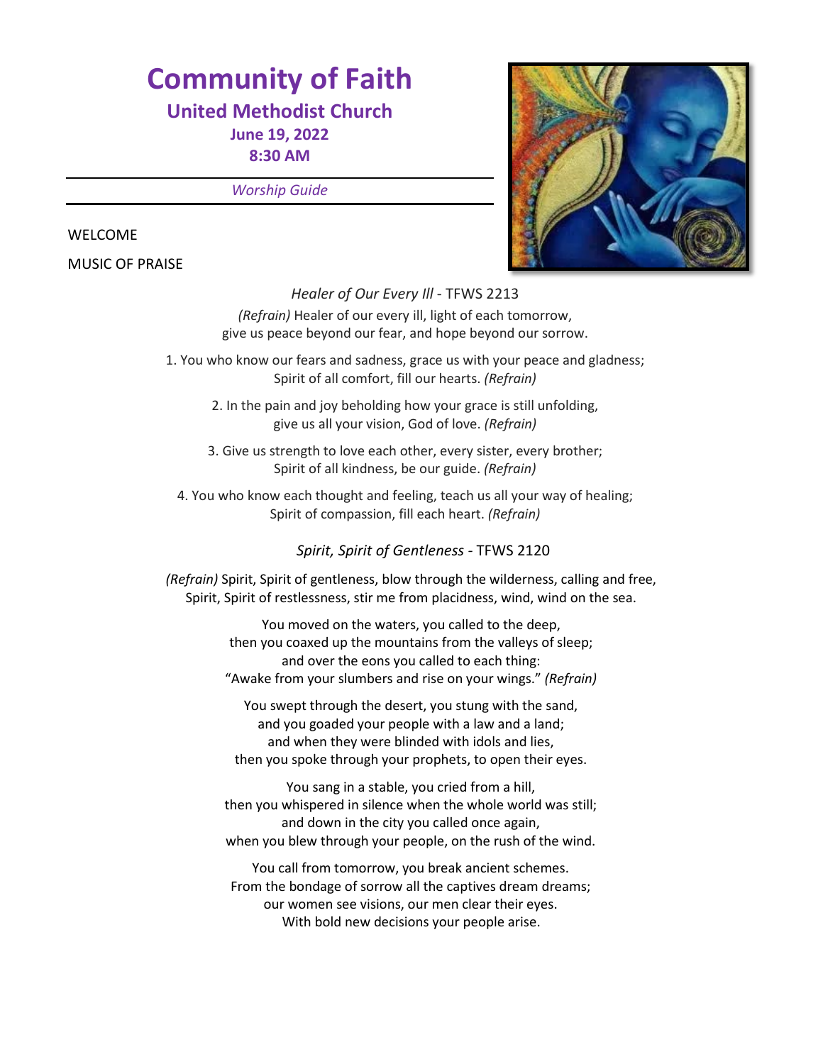# Community of Faith

## United Methodist Church

**June 19, 2022**

**8:30 AM**

---

*Worship Guide*

---

WELCOME

MUSIC OF PRAISE

*Healer of Our Every Ill* - TFWS 2213

*(Refrain)* Healer of our every ill, light of each tomorrow,
give us peace beyond our fear, and hope beyond our sorrow.

1. You who know our fears and sadness, grace us with your peace and gladness;
Spirit of all comfort, fill our hearts. *(Refrain)*

2. In the pain and joy beholding how your grace is still unfolding,
give us all your vision, God of love. *(Refrain)*

3. Give us strength to love each other, every sister, every brother;
Spirit of all kindness, be our guide. *(Refrain)*

4. You who know each thought and feeling, teach us all your way of healing;
Spirit of compassion, fill each heart. *(Refrain)*

*Spirit, Spirit of Gentleness* - TFWS 2120

*(Refrain)* Spirit, Spirit of gentleness, blow through the wilderness, calling and free,
Spirit, Spirit of restlessness, stir me from placidness, wind, wind on the sea.

You moved on the waters, you called to the deep,
then you coaxed up the mountains from the valleys of sleep;
and over the eons you called to each thing:
"Awake from your slumbers and rise on your wings." *(Refrain)*

You swept through the desert, you stung with the sand,
and you goaded your people with a law and a land;
and when they were blinded with idols and lies,
then you spoke through your prophets, to open their eyes.

You sang in a stable, you cried from a hill,
then you whispered in silence when the whole world was still;
and down in the city you called once again,
when you blew through your people, on the rush of the wind.

You call from tomorrow, you break ancient schemes.
From the bondage of sorrow all the captives dream dreams;
our women see visions, our men clear their eyes.
With bold new decisions your people arise.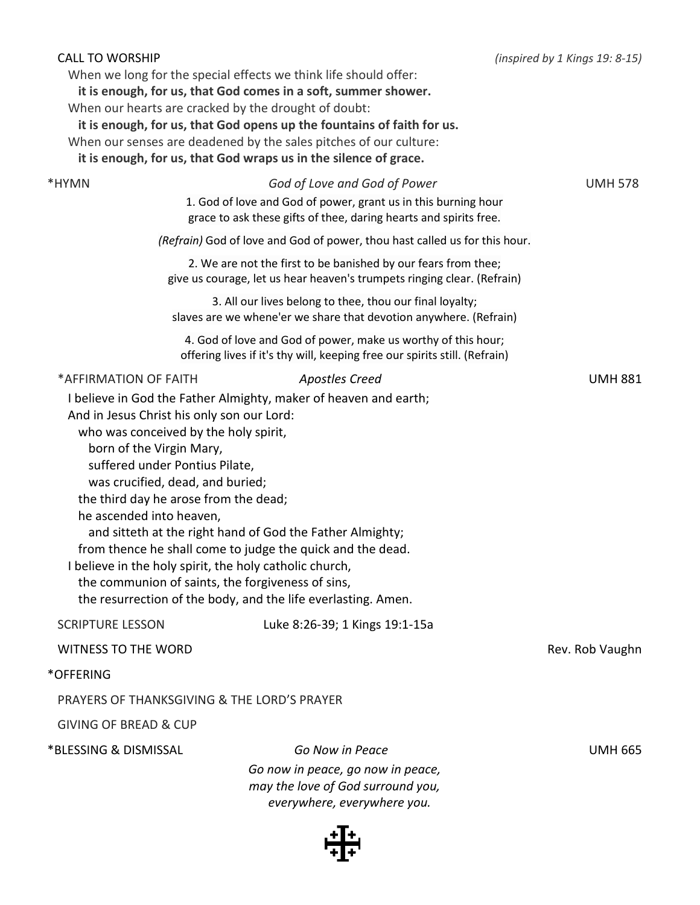CALL TO WORSHIP *(inspired by 1 Kings 19: 8-15)*

When we long for the special effects we think life should offer:
**it is enough, for us, that God comes in a soft, summer shower.**
When our hearts are cracked by the drought of doubt:
**it is enough, for us, that God opens up the fountains of faith for us.**
When our senses are deadened by the sales pitches of our culture:
**it is enough, for us, that God wraps us in the silence of grace.**

*HYMN *God of Love and God of Power* UMH 578

1. God of love and God of power, grant us in this burning hour
grace to ask these gifts of thee, daring hearts and spirits free.

*(Refrain)* God of love and God of power, thou hast called us for this hour.

2. We are not the first to be banished by our fears from thee;
give us courage, let us hear heaven's trumpets ringing clear. (Refrain)

3. All our lives belong to thee, thou our final loyalty;
slaves are we whene'er we share that devotion anywhere. (Refrain)

4. God of love and God of power, make us worthy of this hour;
offering lives if it's thy will, keeping free our spirits still. (Refrain)

*AFFIRMATION OF FAITH *Apostles Creed* UMH 881

I believe in God the Father Almighty, maker of heaven and earth;
And in Jesus Christ his only son our Lord:
who was conceived by the holy spirit,
born of the Virgin Mary,
suffered under Pontius Pilate,
was crucified, dead, and buried;
the third day he arose from the dead;
he ascended into heaven,
and sitteth at the right hand of God the Father Almighty;
from thence he shall come to judge the quick and the dead.
I believe in the holy spirit, the holy catholic church,
the communion of saints, the forgiveness of sins,
the resurrection of the body, and the life everlasting. Amen.

SCRIPTURE LESSON Luke 8:26-39; 1 Kings 19:1-15a

WITNESS TO THE WORD Rev. Rob Vaughn

*OFFERING

PRAYERS OF THANKSGIVING & THE LORD'S PRAYER

GIVING OF BREAD & CUP

*BLESSING & DISMISSAL *Go Now in Peace* UMH 665

*Go now in peace, go now in peace,*
*may the love of God surround you,*
*everywhere, everywhere you.*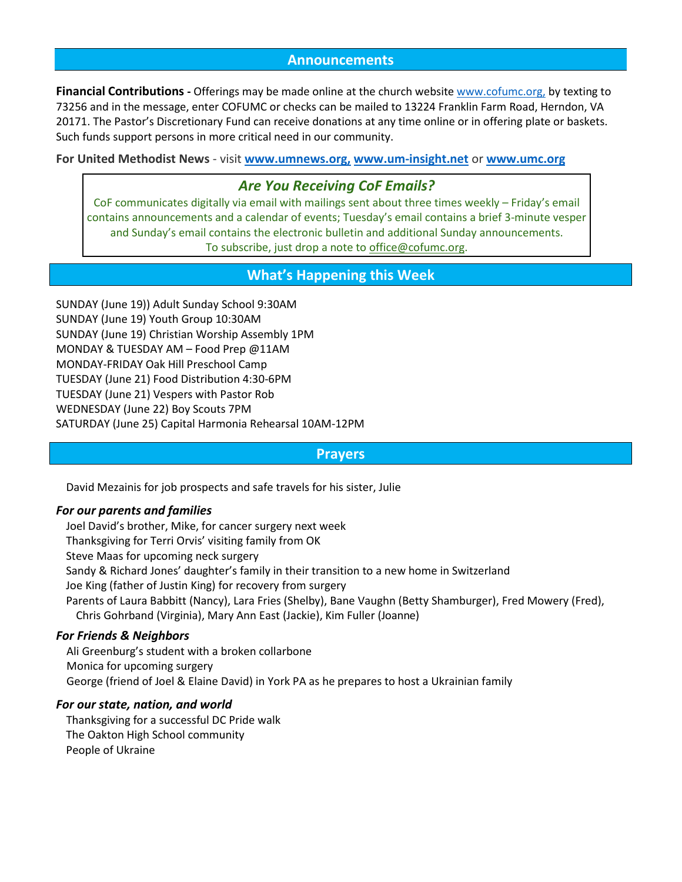## Announcements

**Financial Contributions -** Offerings may be made online at the church website www.cofumc.org, by texting to 73256 and in the message, enter COFUMC or checks can be mailed to 13224 Franklin Farm Road, Herndon, VA 20171. The Pastor's Discretionary Fund can receive donations at any time online or in offering plate or baskets. Such funds support persons in more critical need in our community.

**For United Methodist News** - visit **www.umnews.org, www.um-insight.net** or **www.umc.org**

### *Are You Receiving CoF Emails?*

CoF communicates digitally via email with mailings sent about three times weekly – Friday's email contains announcements and a calendar of events; Tuesday's email contains a brief 3-minute vesper and Sunday's email contains the electronic bulletin and additional Sunday announcements. To subscribe, just drop a note to office@cofumc.org.

## What's Happening this Week

SUNDAY (June 19)) Adult Sunday School 9:30AM
SUNDAY (June 19) Youth Group 10:30AM
SUNDAY (June 19) Christian Worship Assembly 1PM
MONDAY & TUESDAY AM – Food Prep @11AM
MONDAY-FRIDAY Oak Hill Preschool Camp
TUESDAY (June 21) Food Distribution 4:30-6PM
TUESDAY (June 21) Vespers with Pastor Rob
WEDNESDAY (June 22) Boy Scouts 7PM
SATURDAY (June 25) Capital Harmonia Rehearsal 10AM-12PM

## Prayers

David Mezainis for job prospects and safe travels for his sister, Julie

### *For our parents and families*

Joel David's brother, Mike, for cancer surgery next week
Thanksgiving for Terri Orvis' visiting family from OK
Steve Maas for upcoming neck surgery
Sandy & Richard Jones' daughter's family in their transition to a new home in Switzerland
Joe King (father of Justin King) for recovery from surgery
Parents of Laura Babbitt (Nancy), Lara Fries (Shelby), Bane Vaughn (Betty Shamburger), Fred Mowery (Fred), Chris Gohrband (Virginia), Mary Ann East (Jackie), Kim Fuller (Joanne)

### *For Friends & Neighbors*

Ali Greenburg's student with a broken collarbone
Monica for upcoming surgery
George (friend of Joel & Elaine David) in York PA as he prepares to host a Ukrainian family

### *For our state, nation, and world*

Thanksgiving for a successful DC Pride walk
The Oakton High School community
People of Ukraine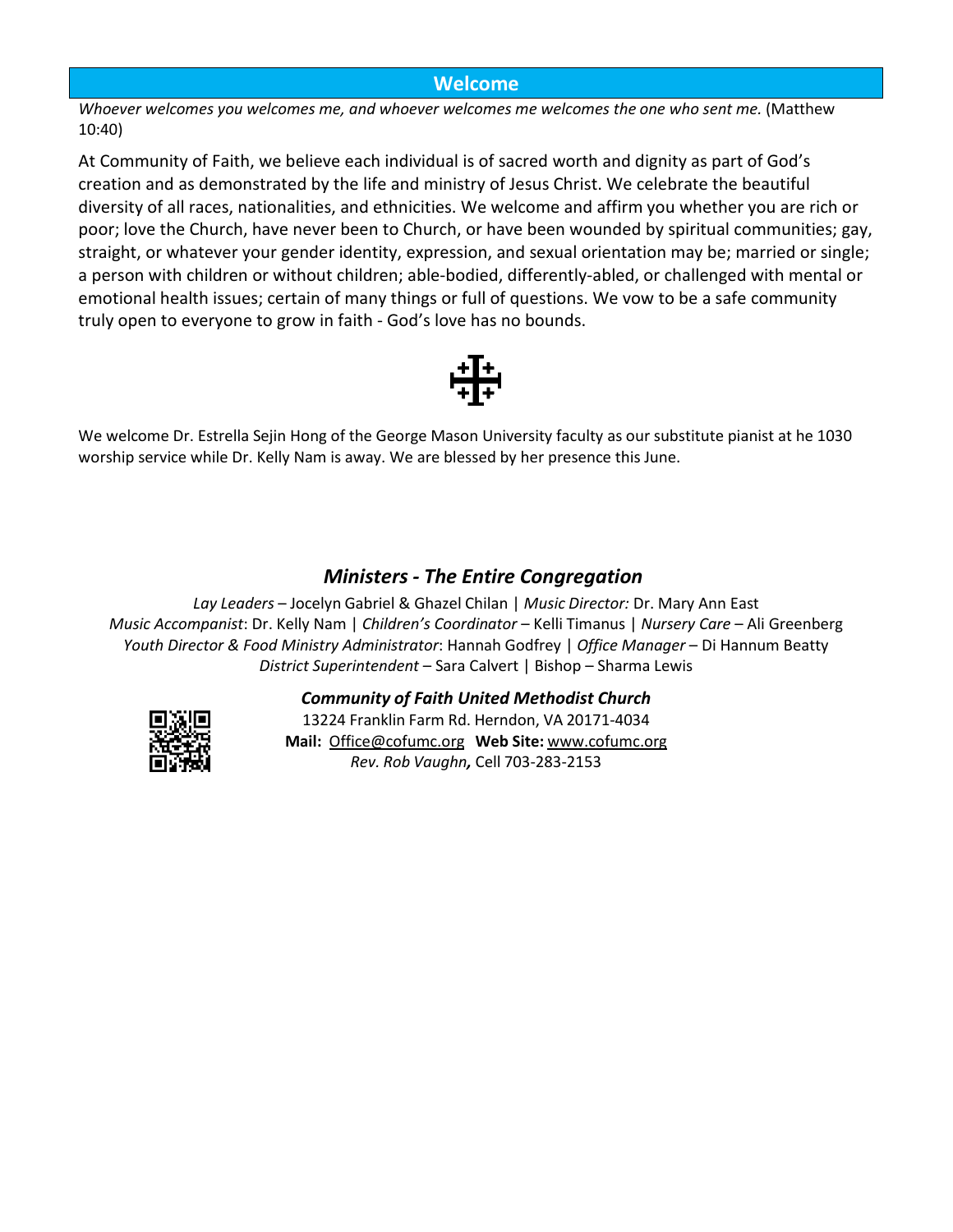## Welcome

*Whoever welcomes you welcomes me, and whoever welcomes me welcomes the one who sent me.* (Matthew 10:40)

At Community of Faith, we believe each individual is of sacred worth and dignity as part of God's creation and as demonstrated by the life and ministry of Jesus Christ. We celebrate the beautiful diversity of all races, nationalities, and ethnicities. We welcome and affirm you whether you are rich or poor; love the Church, have never been to Church, or have been wounded by spiritual communities; gay, straight, or whatever your gender identity, expression, and sexual orientation may be; married or single; a person with children or without children; able-bodied, differently-abled, or challenged with mental or emotional health issues; certain of many things or full of questions. We vow to be a safe community truly open to everyone to grow in faith - God's love has no bounds.

We welcome Dr. Estrella Sejin Hong of the George Mason University faculty as our substitute pianist at he 1030 worship service while Dr. Kelly Nam is away. We are blessed by her presence this June.

### *Ministers - The Entire Congregation*

*Lay Leaders* – Jocelyn Gabriel & Ghazel Chilan | *Music Director:* Dr. Mary Ann East
*Music Accompanist*: Dr. Kelly Nam | *Children's Coordinator* – Kelli Timanus | *Nursery Care* – Ali Greenberg
*Youth Director & Food Ministry Administrator*: Hannah Godfrey | *Office Manager* – Di Hannum Beatty
*District Superintendent* – Sara Calvert | Bishop – Sharma Lewis

***Community of Faith United Methodist Church***
13224 Franklin Farm Rd. Herndon, VA 20171-4034
**Mail:** Office@cofumc.org **Web Site:** www.cofumc.org
*Rev. Rob Vaughn***,** Cell 703-283-2153